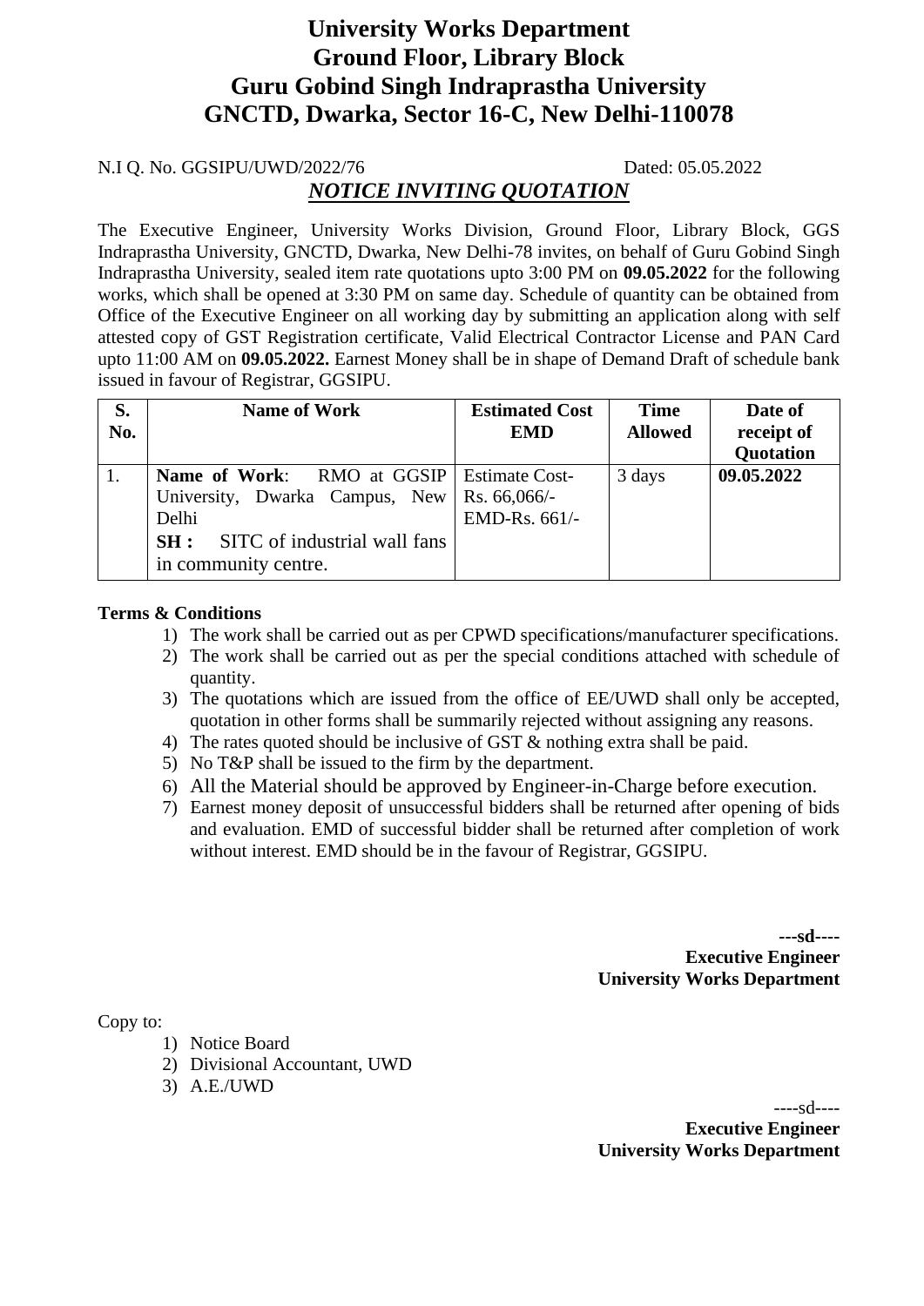# University Works Department
# Ground Floor, Library Block
# Guru Gobind Singh Indraprastha University
# GNCTD, Dwarka, Sector 16-C, New Delhi-110078

N.I Q. No. GGSIPU/UWD/2022/76 Dated: 05.05.2022

## *NOTICE INVITING QUOTATION*

The Executive Engineer, University Works Division, Ground Floor, Library Block, GGS Indraprastha University, GNCTD, Dwarka, New Delhi-78 invites, on behalf of Guru Gobind Singh Indraprastha University, sealed item rate quotations upto 3:00 PM on **09.05.2022** for the following works, which shall be opened at 3:30 PM on same day. Schedule of quantity can be obtained from Office of the Executive Engineer on all working day by submitting an application along with self attested copy of GST Registration certificate, Valid Electrical Contractor License and PAN Card upto 11:00 AM on **09.05.2022.** Earnest Money shall be in shape of Demand Draft of schedule bank issued in favour of Registrar, GGSIPU.

| S. No. | Name of Work | Estimated Cost EMD | Time Allowed | Date of receipt of Quotation |
|---|---|---|---|---|
| 1. | **Name of Work**: RMO at GGSIP University, Dwarka Campus, New Delhi<br>**SH :** SITC of industrial wall fans in community centre. | Estimate Cost- Rs. 66,066/-<br>EMD-Rs. 661/- | 3 days | **09.05.2022** |

**Terms & Conditions**

1) The work shall be carried out as per CPWD specifications/manufacturer specifications.
2) The work shall be carried out as per the special conditions attached with schedule of quantity.
3) The quotations which are issued from the office of EE/UWD shall only be accepted, quotation in other forms shall be summarily rejected without assigning any reasons.
4) The rates quoted should be inclusive of GST & nothing extra shall be paid.
5) No T&P shall be issued to the firm by the department.
6) All the Material should be approved by Engineer-in-Charge before execution.
7) Earnest money deposit of unsuccessful bidders shall be returned after opening of bids and evaluation. EMD of successful bidder shall be returned after completion of work without interest. EMD should be in the favour of Registrar, GGSIPU.

**---sd----**
**Executive Engineer**
**University Works Department**

Copy to:

1) Notice Board
2) Divisional Accountant, UWD
3) A.E./UWD

----sd----
**Executive Engineer**
**University Works Department**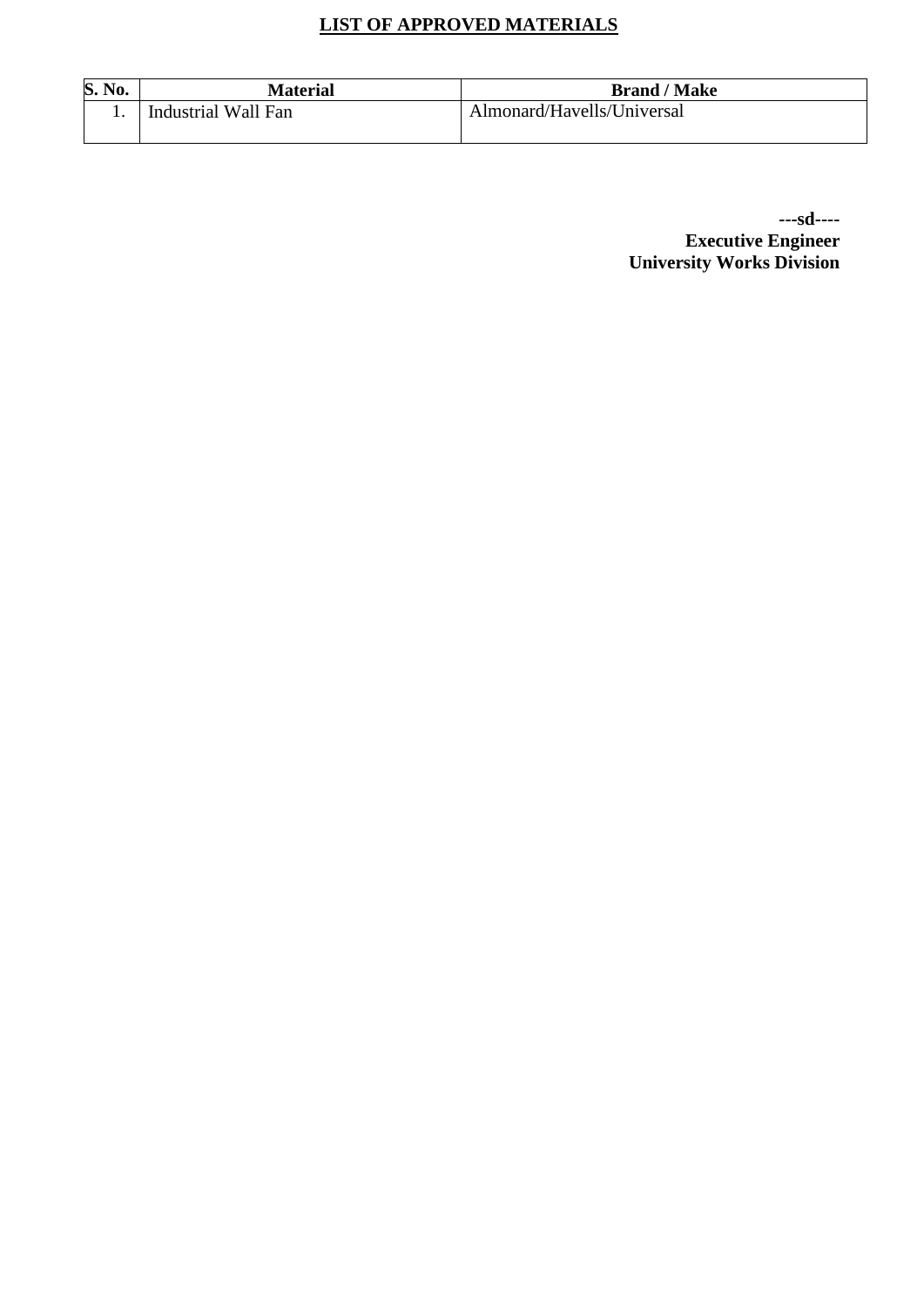# LIST OF APPROVED MATERIALS

| S. No. | Material | Brand / Make |
|---|---|---|
| 1. | Industrial Wall Fan | Almonard/Havells/Universal |

**---sd----**
**Executive Engineer**
**University Works Division**